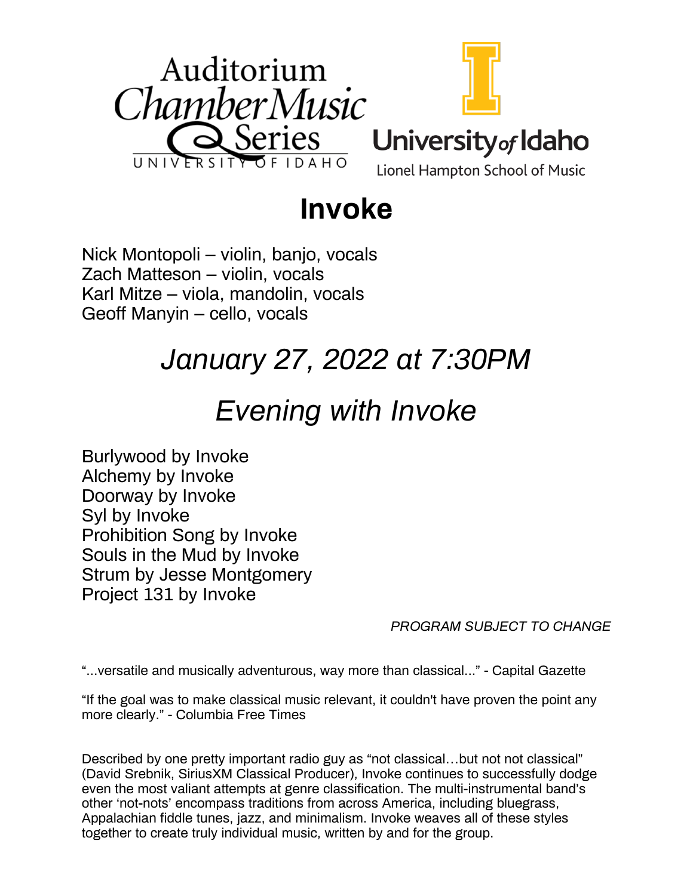Auditorium Chamber Music Series
UNIVERSITY OF IDAHO

University of Idaho
Lionel Hampton School of Music

# Invoke

Nick Montopoli – violin, banjo, vocals
Zach Matteson – violin, vocals
Karl Mitze – viola, mandolin, vocals
Geoff Manyin – cello, vocals

## *January 27, 2022 at 7:30PM*

## *Evening with Invoke*

Burlywood by Invoke
Alchemy by Invoke
Doorway by Invoke
Syl by Invoke
Prohibition Song by Invoke
Souls in the Mud by Invoke
Strum by Jesse Montgomery
Project 131 by Invoke

*PROGRAM SUBJECT TO CHANGE*

"...versatile and musically adventurous, way more than classical..." - Capital Gazette

"If the goal was to make classical music relevant, it couldn't have proven the point any more clearly." - Columbia Free Times

Described by one pretty important radio guy as "not classical…but not not classical" (David Srebnik, SiriusXM Classical Producer), Invoke continues to successfully dodge even the most valiant attempts at genre classification. The multi-instrumental band's other 'not-nots' encompass traditions from across America, including bluegrass, Appalachian fiddle tunes, jazz, and minimalism. Invoke weaves all of these styles together to create truly individual music, written by and for the group.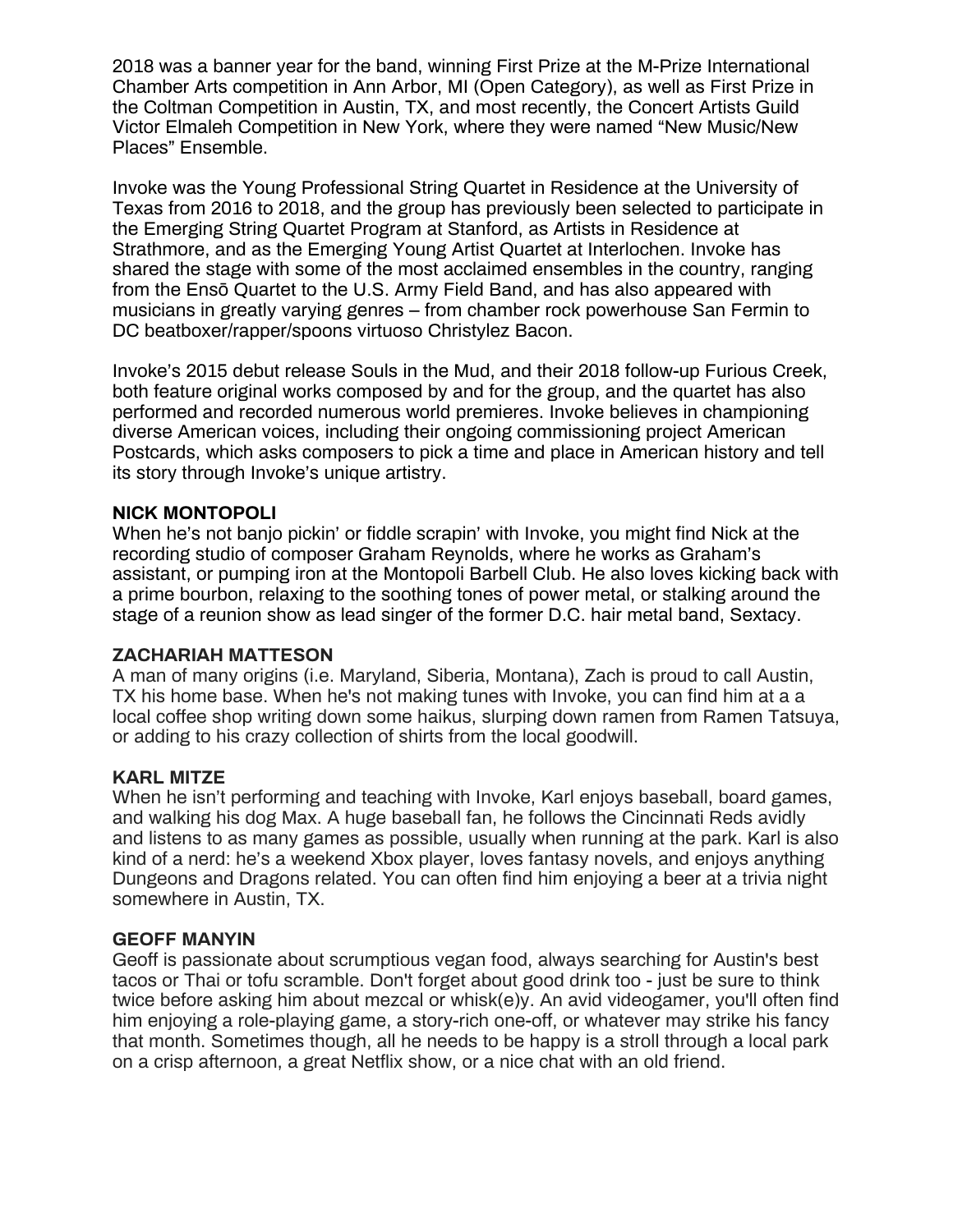2018 was a banner year for the band, winning First Prize at the M-Prize International Chamber Arts competition in Ann Arbor, MI (Open Category), as well as First Prize in the Coltman Competition in Austin, TX, and most recently, the Concert Artists Guild Victor Elmaleh Competition in New York, where they were named "New Music/New Places" Ensemble.

Invoke was the Young Professional String Quartet in Residence at the University of Texas from 2016 to 2018, and the group has previously been selected to participate in the Emerging String Quartet Program at Stanford, as Artists in Residence at Strathmore, and as the Emerging Young Artist Quartet at Interlochen. Invoke has shared the stage with some of the most acclaimed ensembles in the country, ranging from the Ensō Quartet to the U.S. Army Field Band, and has also appeared with musicians in greatly varying genres – from chamber rock powerhouse San Fermin to DC beatboxer/rapper/spoons virtuoso Christylez Bacon.

Invoke's 2015 debut release Souls in the Mud, and their 2018 follow-up Furious Creek, both feature original works composed by and for the group, and the quartet has also performed and recorded numerous world premieres. Invoke believes in championing diverse American voices, including their ongoing commissioning project American Postcards, which asks composers to pick a time and place in American history and tell its story through Invoke's unique artistry.

**NICK MONTOPOLI**

When he's not banjo pickin' or fiddle scrapin' with Invoke, you might find Nick at the recording studio of composer Graham Reynolds, where he works as Graham's assistant, or pumping iron at the Montopoli Barbell Club. He also loves kicking back with a prime bourbon, relaxing to the soothing tones of power metal, or stalking around the stage of a reunion show as lead singer of the former D.C. hair metal band, Sextacy.

**ZACHARIAH MATTESON**

A man of many origins (i.e. Maryland, Siberia, Montana), Zach is proud to call Austin, TX his home base. When he's not making tunes with Invoke, you can find him at a a local coffee shop writing down some haikus, slurping down ramen from Ramen Tatsuya, or adding to his crazy collection of shirts from the local goodwill.

**KARL MITZE**

When he isn't performing and teaching with Invoke, Karl enjoys baseball, board games, and walking his dog Max. A huge baseball fan, he follows the Cincinnati Reds avidly and listens to as many games as possible, usually when running at the park. Karl is also kind of a nerd: he's a weekend Xbox player, loves fantasy novels, and enjoys anything Dungeons and Dragons related. You can often find him enjoying a beer at a trivia night somewhere in Austin, TX.

**GEOFF MANYIN**

Geoff is passionate about scrumptious vegan food, always searching for Austin's best tacos or Thai or tofu scramble. Don't forget about good drink too - just be sure to think twice before asking him about mezcal or whisk(e)y. An avid videogamer, you'll often find him enjoying a role-playing game, a story-rich one-off, or whatever may strike his fancy that month. Sometimes though, all he needs to be happy is a stroll through a local park on a crisp afternoon, a great Netflix show, or a nice chat with an old friend.